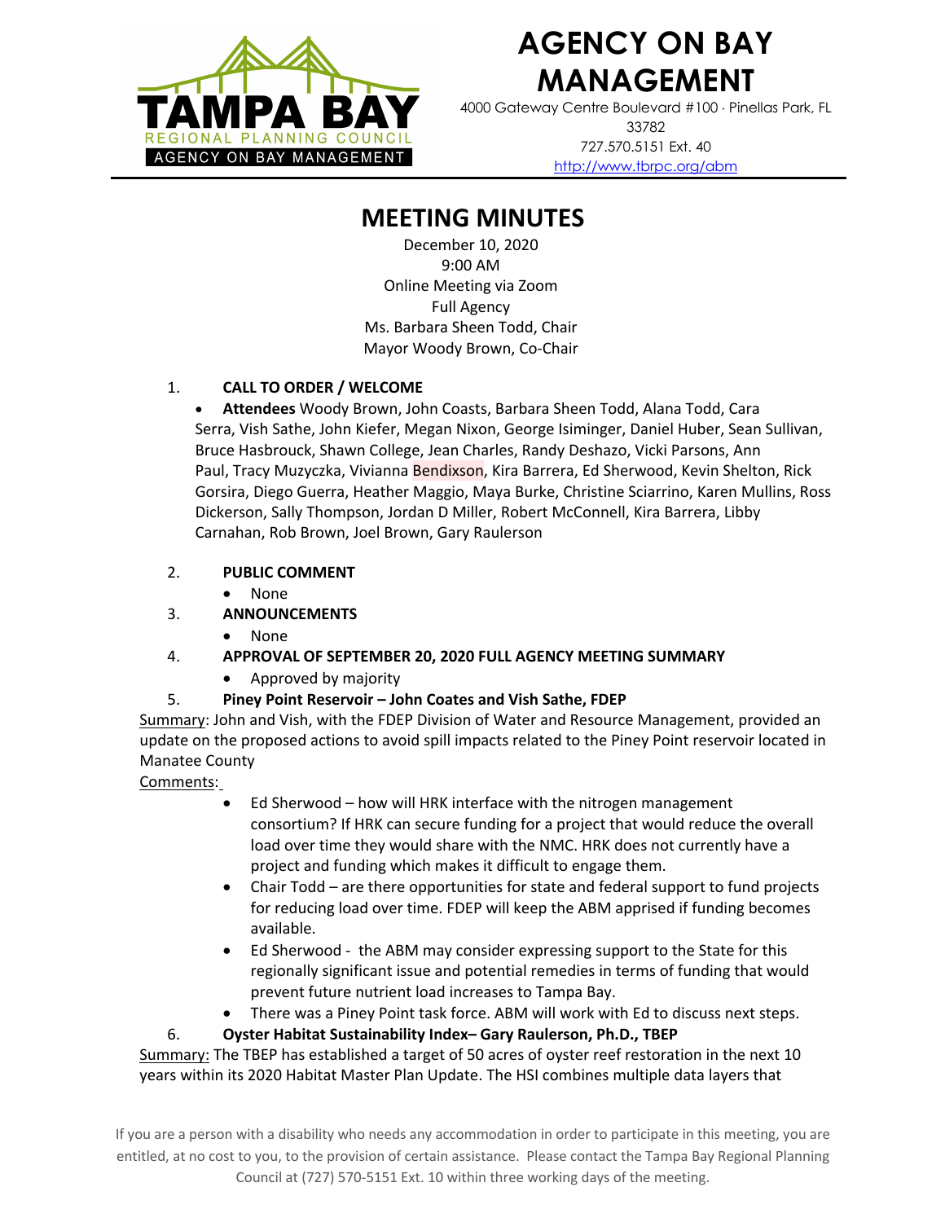# AGENCY ON BAY MANAGEMENT

4000 Gateway Centre Boulevard #100 · Pinellas Park, FL 33782
727.570.5151 Ext. 40
http://www.tbrpc.org/abm

## MEETING MINUTES

December 10, 2020
9:00 AM
Online Meeting via Zoom
Full Agency
Ms. Barbara Sheen Todd, Chair
Mayor Woody Brown, Co-Chair

1. **CALL TO ORDER / WELCOME**
   - **Attendees** Woody Brown, John Coasts, Barbara Sheen Todd, Alana Todd, Cara Serra, Vish Sathe, John Kiefer, Megan Nixon, George Isiminger, Daniel Huber, Sean Sullivan, Bruce Hasbrouck, Shawn College, Jean Charles, Randy Deshazo, Vicki Parsons, Ann Paul, Tracy Muzyczka, Vivianna Bendixson, Kira Barrera, Ed Sherwood, Kevin Shelton, Rick Gorsira, Diego Guerra, Heather Maggio, Maya Burke, Christine Sciarrino, Karen Mullins, Ross Dickerson, Sally Thompson, Jordan D Miller, Robert McConnell, Kira Barrera, Libby Carnahan, Rob Brown, Joel Brown, Gary Raulerson

2. **PUBLIC COMMENT**
   - None

3. **ANNOUNCEMENTS**
   - None

4. **APPROVAL OF SEPTEMBER 20, 2020 FULL AGENCY MEETING SUMMARY**
   - Approved by majority

5. **Piney Point Reservoir – John Coates and Vish Sathe, FDEP**

Summary: John and Vish, with the FDEP Division of Water and Resource Management, provided an update on the proposed actions to avoid spill impacts related to the Piney Point reservoir located in Manatee County

Comments:

- Ed Sherwood – how will HRK interface with the nitrogen management consortium? If HRK can secure funding for a project that would reduce the overall load over time they would share with the NMC. HRK does not currently have a project and funding which makes it difficult to engage them.
- Chair Todd – are there opportunities for state and federal support to fund projects for reducing load over time. FDEP will keep the ABM apprised if funding becomes available.
- Ed Sherwood - the ABM may consider expressing support to the State for this regionally significant issue and potential remedies in terms of funding that would prevent future nutrient load increases to Tampa Bay.
- There was a Piney Point task force. ABM will work with Ed to discuss next steps.

6. **Oyster Habitat Sustainability Index– Gary Raulerson, Ph.D., TBEP**

Summary: The TBEP has established a target of 50 acres of oyster reef restoration in the next 10 years within its 2020 Habitat Master Plan Update. The HSI combines multiple data layers that

If you are a person with a disability who needs any accommodation in order to participate in this meeting, you are entitled, at no cost to you, to the provision of certain assistance. Please contact the Tampa Bay Regional Planning Council at (727) 570-5151 Ext. 10 within three working days of the meeting.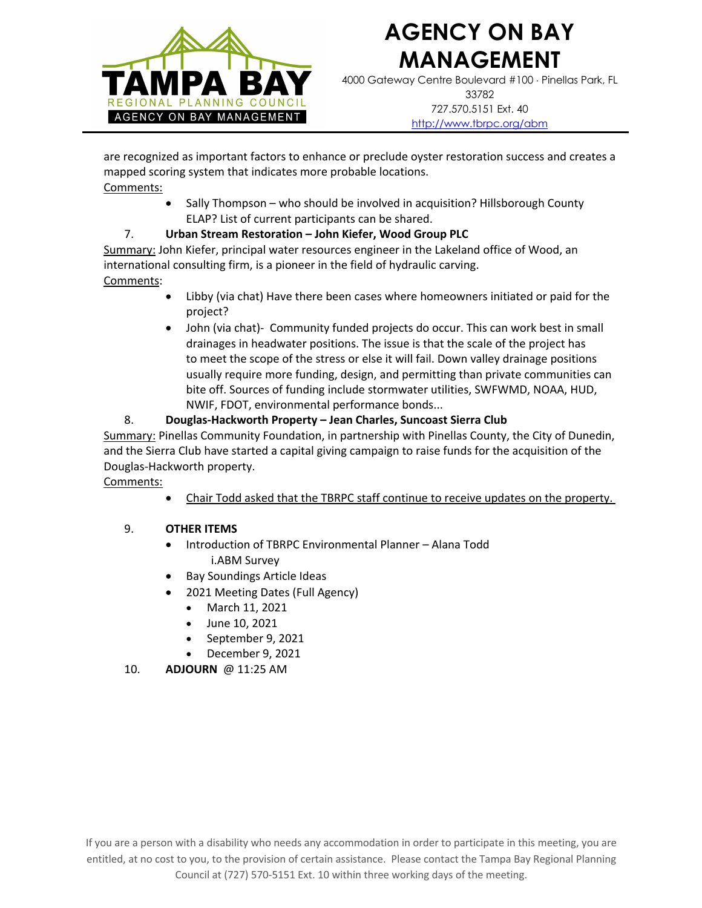are recognized as important factors to enhance or preclude oyster restoration success and creates a mapped scoring system that indicates more probable locations.

Comments:

- Sally Thompson – who should be involved in acquisition? Hillsborough County ELAP? List of current participants can be shared.

7. **Urban Stream Restoration – John Kiefer, Wood Group PLC**

Summary: John Kiefer, principal water resources engineer in the Lakeland office of Wood, an international consulting firm, is a pioneer in the field of hydraulic carving.

Comments:

- Libby (via chat) Have there been cases where homeowners initiated or paid for the project?
- John (via chat)- Community funded projects do occur. This can work best in small drainages in headwater positions. The issue is that the scale of the project has to meet the scope of the stress or else it will fail. Down valley drainage positions usually require more funding, design, and permitting than private communities can bite off. Sources of funding include stormwater utilities, SWFWMD, NOAA, HUD, NWIF, FDOT, environmental performance bonds...

8. **Douglas-Hackworth Property – Jean Charles, Suncoast Sierra Club**

Summary: Pinellas Community Foundation, in partnership with Pinellas County, the City of Dunedin, and the Sierra Club have started a capital giving campaign to raise funds for the acquisition of the Douglas-Hackworth property.

Comments:

- Chair Todd asked that the TBRPC staff continue to receive updates on the property.

9. **OTHER ITEMS**
   - Introduction of TBRPC Environmental Planner – Alana Todd
     - i. ABM Survey
   - Bay Soundings Article Ideas
   - 2021 Meeting Dates (Full Agency)
     - March 11, 2021
     - June 10, 2021
     - September 9, 2021
     - December 9, 2021

10. **ADJOURN** @ 11:25 AM

If you are a person with a disability who needs any accommodation in order to participate in this meeting, you are entitled, at no cost to you, to the provision of certain assistance. Please contact the Tampa Bay Regional Planning Council at (727) 570-5151 Ext. 10 within three working days of the meeting.